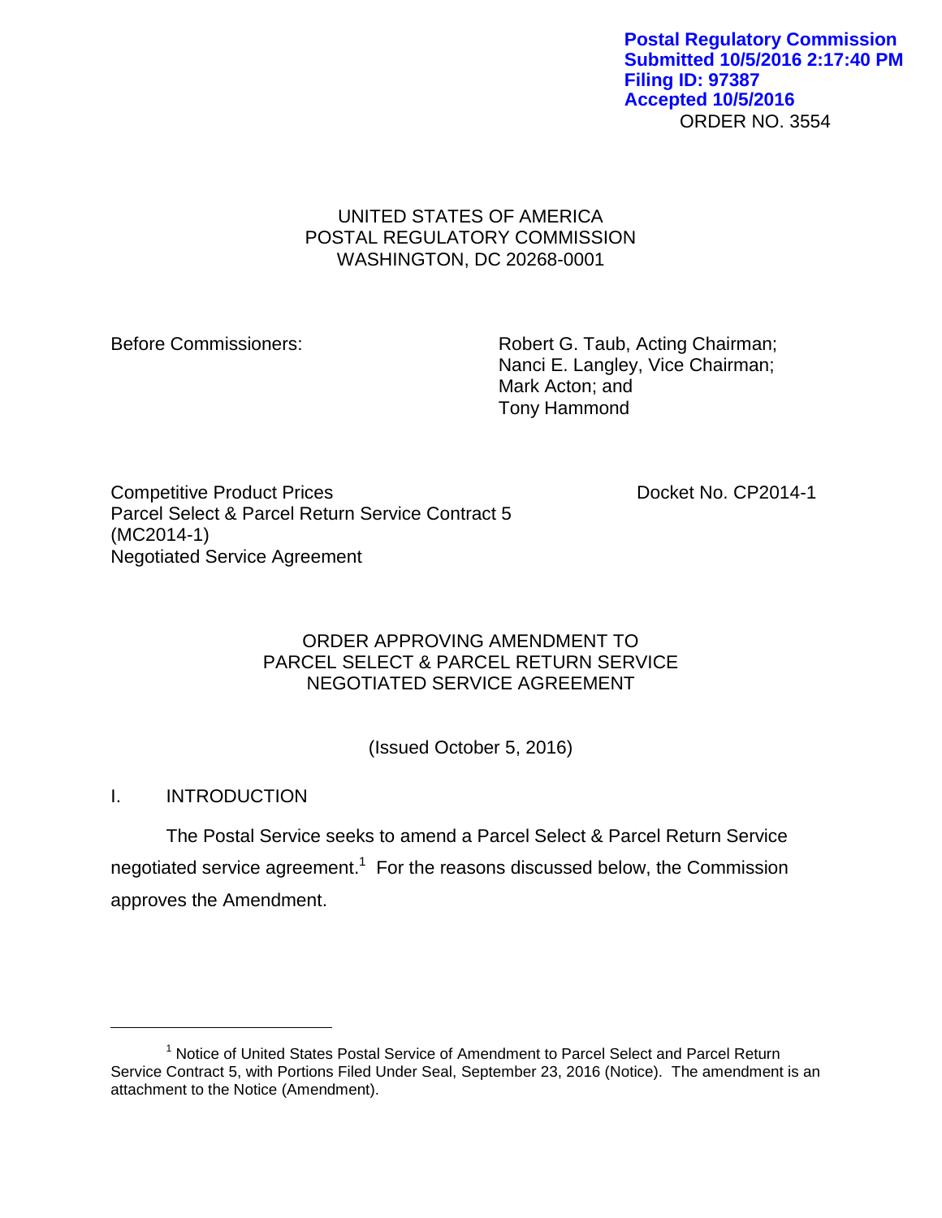**Postal Regulatory Commission**
**Submitted 10/5/2016 2:17:40 PM**
**Filing ID: 97387**
**Accepted 10/5/2016**

ORDER NO. 3554

UNITED STATES OF AMERICA
POSTAL REGULATORY COMMISSION
WASHINGTON, DC 20268-0001

Before Commissioners:

Robert G. Taub, Acting Chairman;
Nanci E. Langley, Vice Chairman;
Mark Acton; and
Tony Hammond

Competitive Product Prices
Parcel Select & Parcel Return Service Contract 5
(MC2014-1)
Negotiated Service Agreement

Docket No. CP2014-1

ORDER APPROVING AMENDMENT TO
PARCEL SELECT & PARCEL RETURN SERVICE
NEGOTIATED SERVICE AGREEMENT

(Issued October 5, 2016)

## I. INTRODUCTION

The Postal Service seeks to amend a Parcel Select & Parcel Return Service negotiated service agreement.[1] For the reasons discussed below, the Commission approves the Amendment.

---

[1] Notice of United States Postal Service of Amendment to Parcel Select and Parcel Return Service Contract 5, with Portions Filed Under Seal, September 23, 2016 (Notice). The amendment is an attachment to the Notice (Amendment).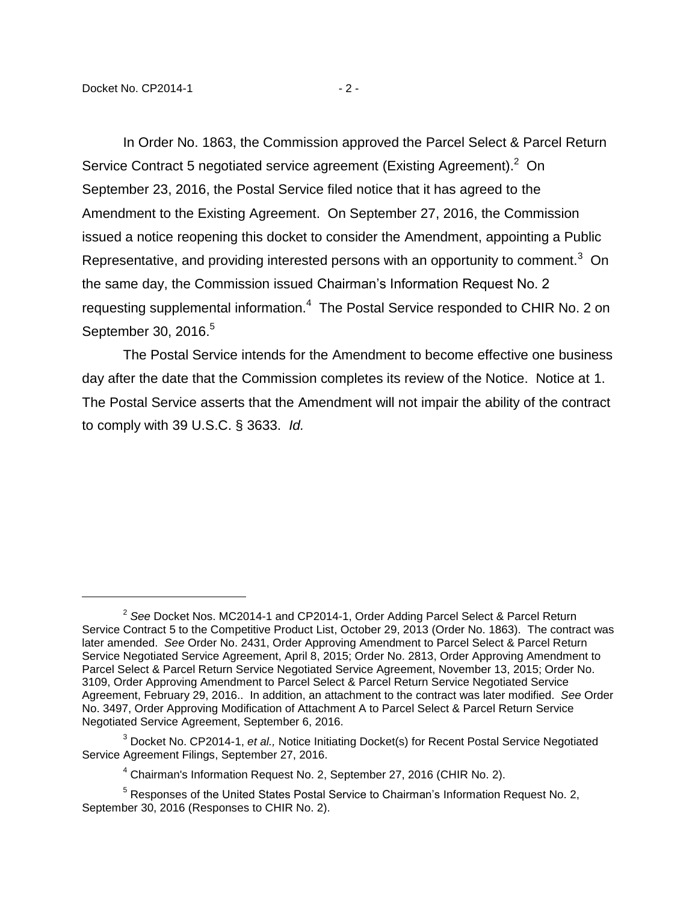In Order No. 1863, the Commission approved the Parcel Select & Parcel Return Service Contract 5 negotiated service agreement (Existing Agreement).[2] On September 23, 2016, the Postal Service filed notice that it has agreed to the Amendment to the Existing Agreement. On September 27, 2016, the Commission issued a notice reopening this docket to consider the Amendment, appointing a Public Representative, and providing interested persons with an opportunity to comment.[3] On the same day, the Commission issued Chairman's Information Request No. 2 requesting supplemental information.[4] The Postal Service responded to CHIR No. 2 on September 30, 2016.[5]

The Postal Service intends for the Amendment to become effective one business day after the date that the Commission completes its review of the Notice. Notice at 1. The Postal Service asserts that the Amendment will not impair the ability of the contract to comply with 39 U.S.C. § 3633. *Id.*

---

[2] *See* Docket Nos. MC2014-1 and CP2014-1, Order Adding Parcel Select & Parcel Return Service Contract 5 to the Competitive Product List, October 29, 2013 (Order No. 1863). The contract was later amended. *See* Order No. 2431, Order Approving Amendment to Parcel Select & Parcel Return Service Negotiated Service Agreement, April 8, 2015; Order No. 2813, Order Approving Amendment to Parcel Select & Parcel Return Service Negotiated Service Agreement, November 13, 2015; Order No. 3109, Order Approving Amendment to Parcel Select & Parcel Return Service Negotiated Service Agreement, February 29, 2016.. In addition, an attachment to the contract was later modified. *See* Order No. 3497, Order Approving Modification of Attachment A to Parcel Select & Parcel Return Service Negotiated Service Agreement, September 6, 2016.

[3] Docket No. CP2014-1, *et al.,* Notice Initiating Docket(s) for Recent Postal Service Negotiated Service Agreement Filings, September 27, 2016.

[4] Chairman's Information Request No. 2, September 27, 2016 (CHIR No. 2).

[5] Responses of the United States Postal Service to Chairman's Information Request No. 2, September 30, 2016 (Responses to CHIR No. 2).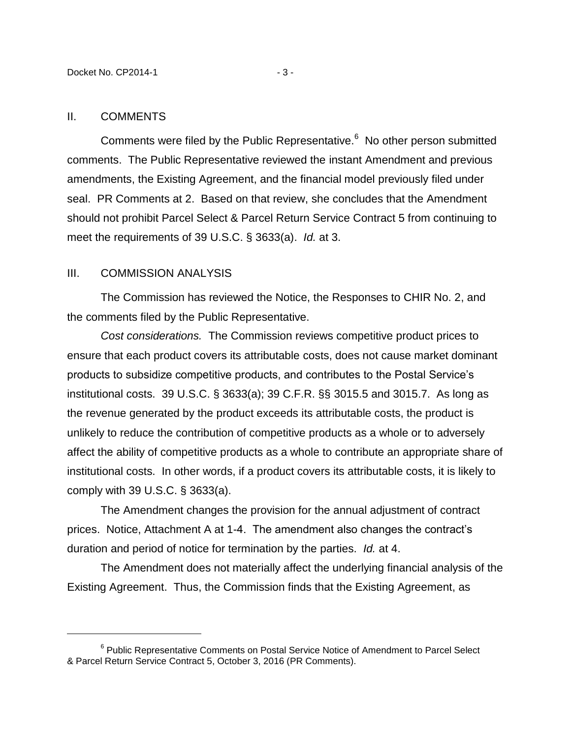## II. COMMENTS

Comments were filed by the Public Representative.[6] No other person submitted comments. The Public Representative reviewed the instant Amendment and previous amendments, the Existing Agreement, and the financial model previously filed under seal. PR Comments at 2. Based on that review, she concludes that the Amendment should not prohibit Parcel Select & Parcel Return Service Contract 5 from continuing to meet the requirements of 39 U.S.C. § 3633(a). *Id.* at 3.

## III. COMMISSION ANALYSIS

The Commission has reviewed the Notice, the Responses to CHIR No. 2, and the comments filed by the Public Representative.

*Cost considerations.* The Commission reviews competitive product prices to ensure that each product covers its attributable costs, does not cause market dominant products to subsidize competitive products, and contributes to the Postal Service's institutional costs. 39 U.S.C. § 3633(a); 39 C.F.R. §§ 3015.5 and 3015.7. As long as the revenue generated by the product exceeds its attributable costs, the product is unlikely to reduce the contribution of competitive products as a whole or to adversely affect the ability of competitive products as a whole to contribute an appropriate share of institutional costs. In other words, if a product covers its attributable costs, it is likely to comply with 39 U.S.C. § 3633(a).

The Amendment changes the provision for the annual adjustment of contract prices. Notice, Attachment A at 1-4. The amendment also changes the contract's duration and period of notice for termination by the parties. *Id.* at 4.

The Amendment does not materially affect the underlying financial analysis of the Existing Agreement. Thus, the Commission finds that the Existing Agreement, as

---

[6] Public Representative Comments on Postal Service Notice of Amendment to Parcel Select & Parcel Return Service Contract 5, October 3, 2016 (PR Comments).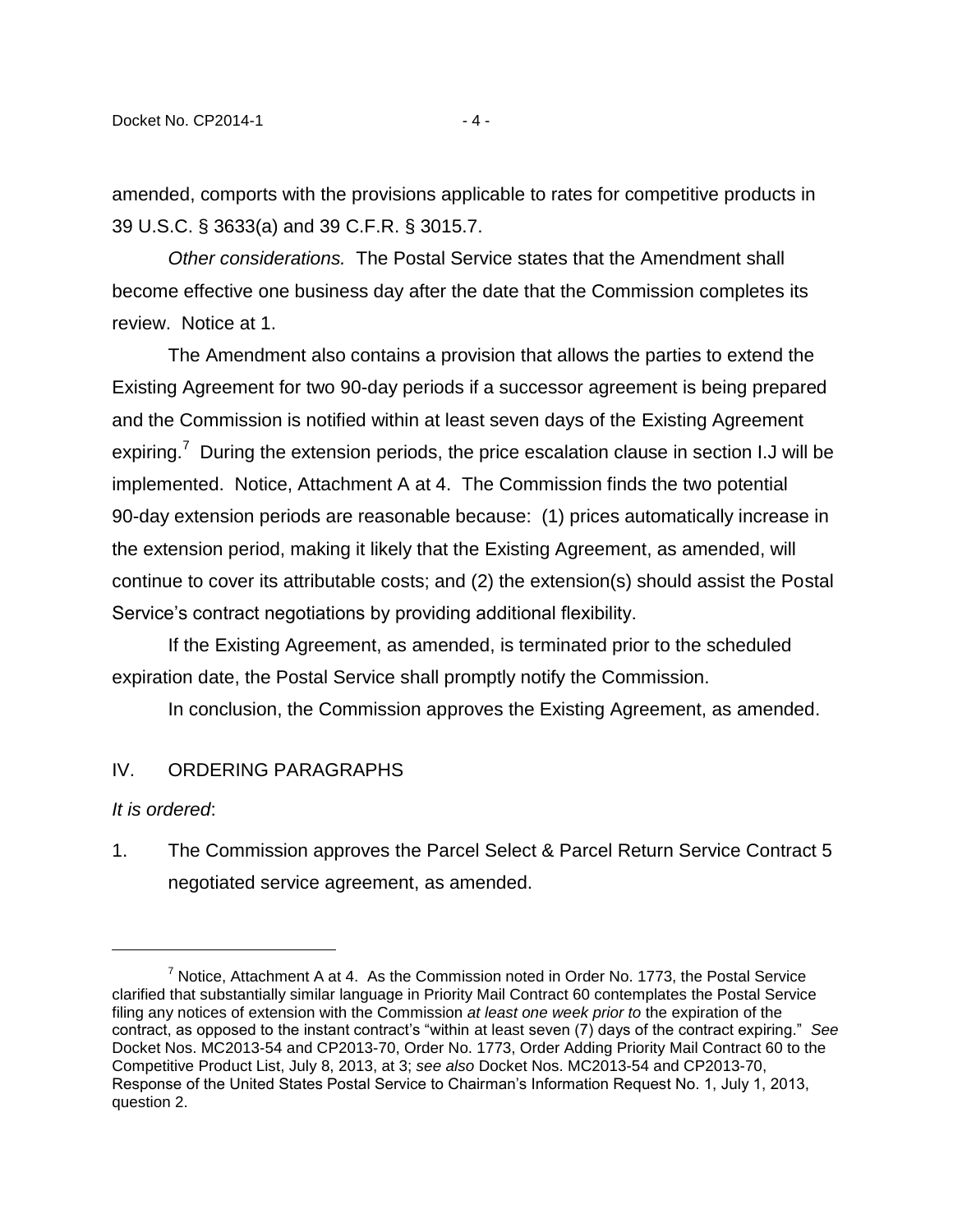amended, comports with the provisions applicable to rates for competitive products in 39 U.S.C. § 3633(a) and 39 C.F.R. § 3015.7.

*Other considerations.* The Postal Service states that the Amendment shall become effective one business day after the date that the Commission completes its review. Notice at 1.

The Amendment also contains a provision that allows the parties to extend the Existing Agreement for two 90-day periods if a successor agreement is being prepared and the Commission is notified within at least seven days of the Existing Agreement expiring.[7] During the extension periods, the price escalation clause in section I.J will be implemented. Notice, Attachment A at 4. The Commission finds the two potential 90-day extension periods are reasonable because: (1) prices automatically increase in the extension period, making it likely that the Existing Agreement, as amended, will continue to cover its attributable costs; and (2) the extension(s) should assist the Postal Service's contract negotiations by providing additional flexibility.

If the Existing Agreement, as amended, is terminated prior to the scheduled expiration date, the Postal Service shall promptly notify the Commission.

In conclusion, the Commission approves the Existing Agreement, as amended.

## IV. ORDERING PARAGRAPHS

*It is ordered*:

1. The Commission approves the Parcel Select & Parcel Return Service Contract 5 negotiated service agreement, as amended.

---

[7] Notice, Attachment A at 4. As the Commission noted in Order No. 1773, the Postal Service clarified that substantially similar language in Priority Mail Contract 60 contemplates the Postal Service filing any notices of extension with the Commission *at least one week prior to* the expiration of the contract, as opposed to the instant contract's "within at least seven (7) days of the contract expiring." *See* Docket Nos. MC2013-54 and CP2013-70, Order No. 1773, Order Adding Priority Mail Contract 60 to the Competitive Product List, July 8, 2013, at 3; *see also* Docket Nos. MC2013-54 and CP2013-70, Response of the United States Postal Service to Chairman's Information Request No. 1, July 1, 2013, question 2.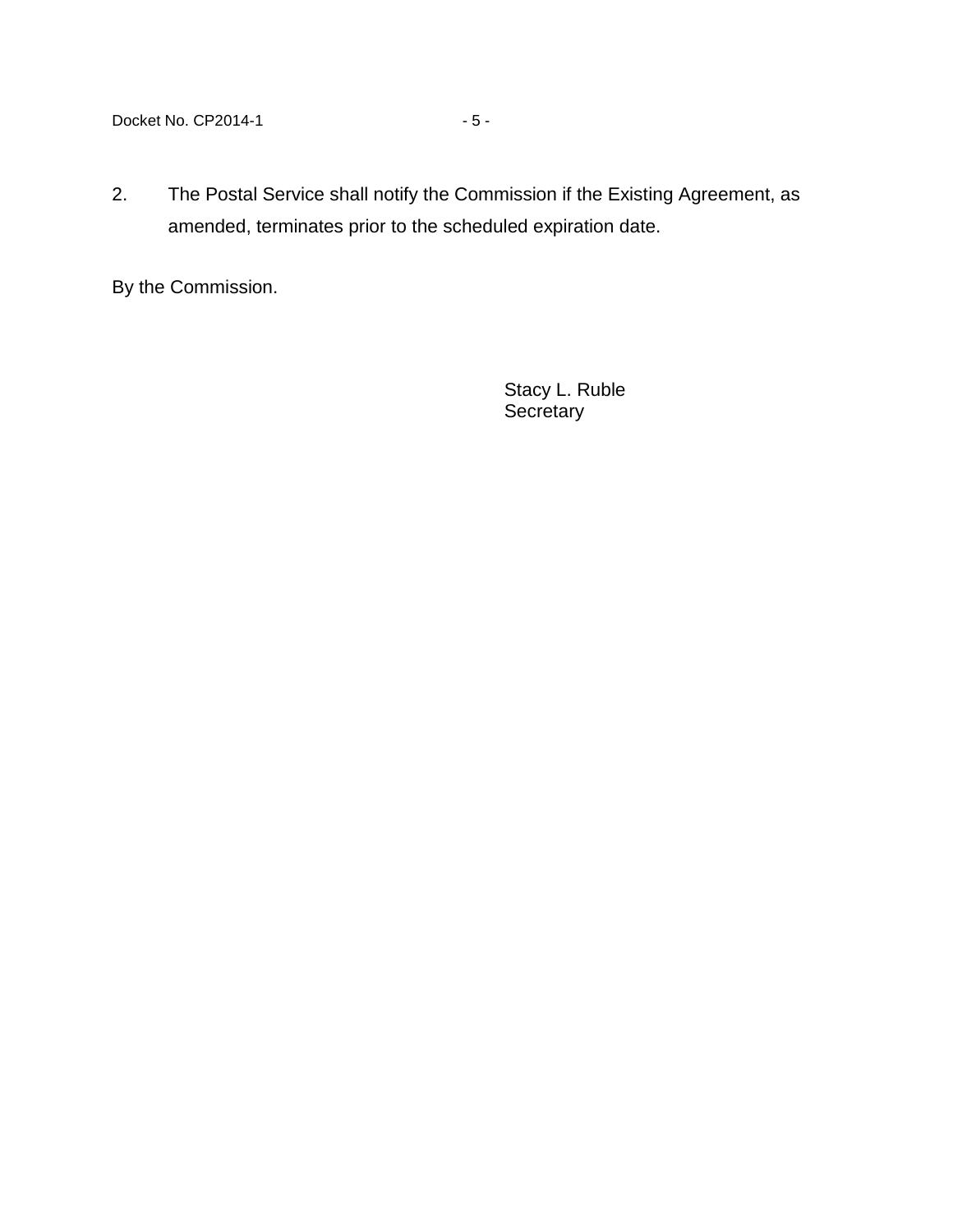2. The Postal Service shall notify the Commission if the Existing Agreement, as amended, terminates prior to the scheduled expiration date.

By the Commission.

Stacy L. Ruble
Secretary